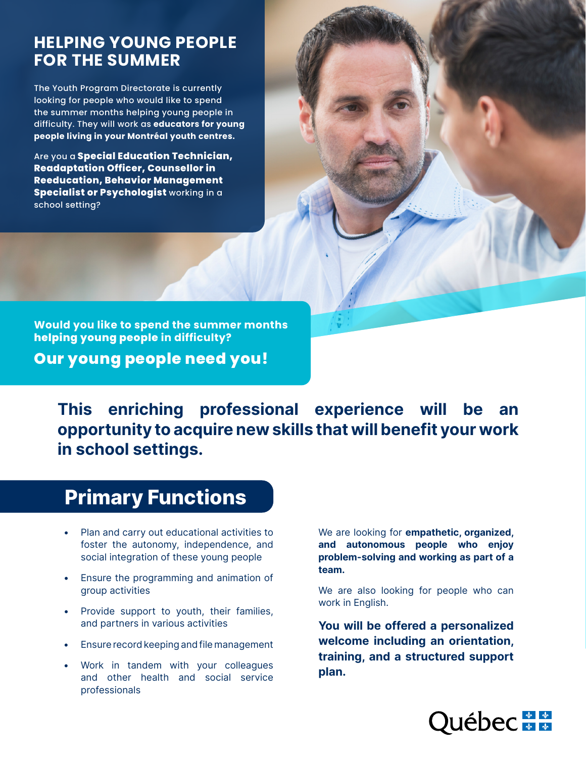# HELPING YOUNG PEOPLE FOR THE SUMMER

The Youth Program Directorate is currently looking for people who would like to spend the summer months helping young people in difficulty. They will work as **educators for young people living in your Montréal youth centres.**

Are you a **Special Education Technician, Readaptation Officer, Counsellor in Reeducation, Behavior Management Specialist or Psychologist** working in a school setting?

**Would you like to spend the summer months helping young people in difficulty?**

**Our young people need you!**

**This enriching professional experience will be an opportunity to acquire new skills that will benefit your work in school settings.**

## Primary Functions

- Plan and carry out educational activities to foster the autonomy, independence, and social integration of these young people
- Ensure the programming and animation of group activities
- Provide support to youth, their families, and partners in various activities
- Ensure record keeping and file management
- Work in tandem with your colleagues and other health and social service professionals

We are looking for **empathetic, organized, and autonomous people who enjoy problem-solving and working as part of a team.**

We are also looking for people who can work in English.

**You will be offered a personalized welcome including an orientation, training, and a structured support plan.**

Québec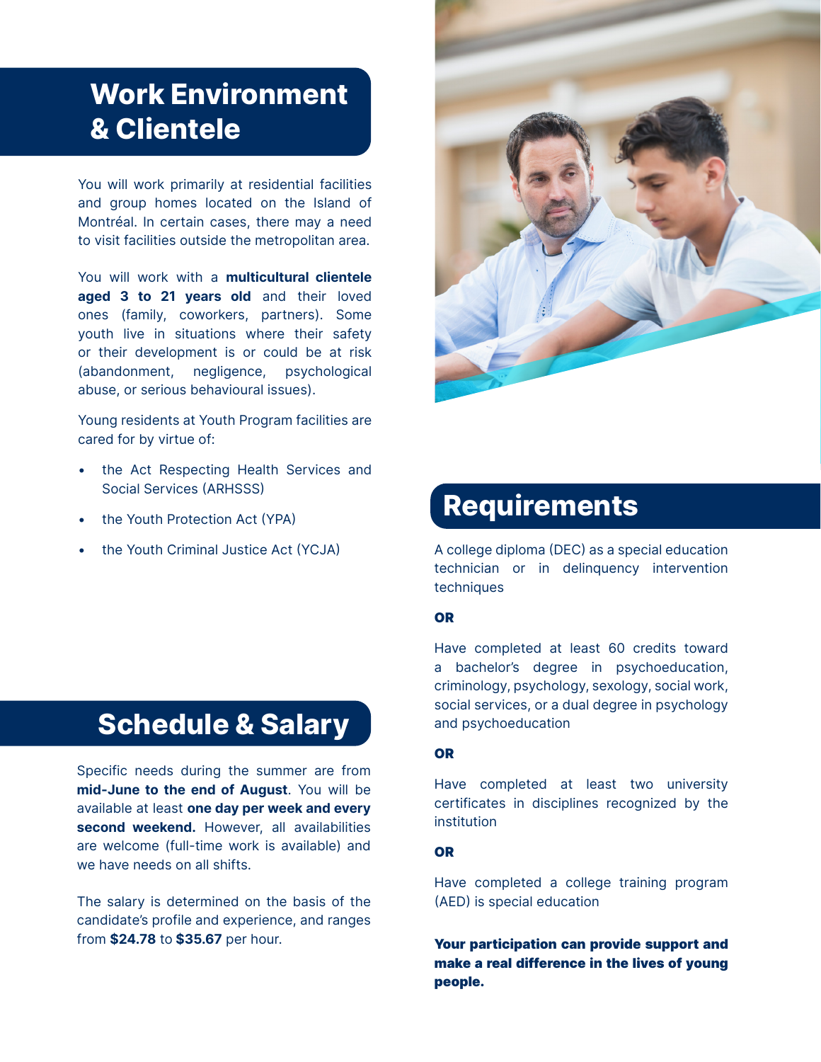## Work Environment & Clientele

You will work primarily at residential facilities and group homes located on the Island of Montréal. In certain cases, there may a need to visit facilities outside the metropolitan area.

You will work with a **multicultural clientele aged 3 to 21 years old** and their loved ones (family, coworkers, partners). Some youth live in situations where their safety or their development is or could be at risk (abandonment, negligence, psychological abuse, or serious behavioural issues).

Young residents at Youth Program facilities are cared for by virtue of:

- the Act Respecting Health Services and Social Services (ARHSSS)
- the Youth Protection Act (YPA)
- the Youth Criminal Justice Act (YCJA)

## Schedule & Salary

Specific needs during the summer are from **mid-June to the end of August**. You will be available at least **one day per week and every second weekend.** However, all availabilities are welcome (full-time work is available) and we have needs on all shifts.

The salary is determined on the basis of the candidate's profile and experience, and ranges from **$24.78** to **$35.67** per hour.

## Requirements

A college diploma (DEC) as a special education technician or in delinquency intervention techniques

**OR**

Have completed at least 60 credits toward a bachelor's degree in psychoeducation, criminology, psychology, sexology, social work, social services, or a dual degree in psychology and psychoeducation

**OR**

Have completed at least two university certificates in disciplines recognized by the institution

**OR**

Have completed a college training program (AED) is special education

**Your participation can provide support and make a real difference in the lives of young people.**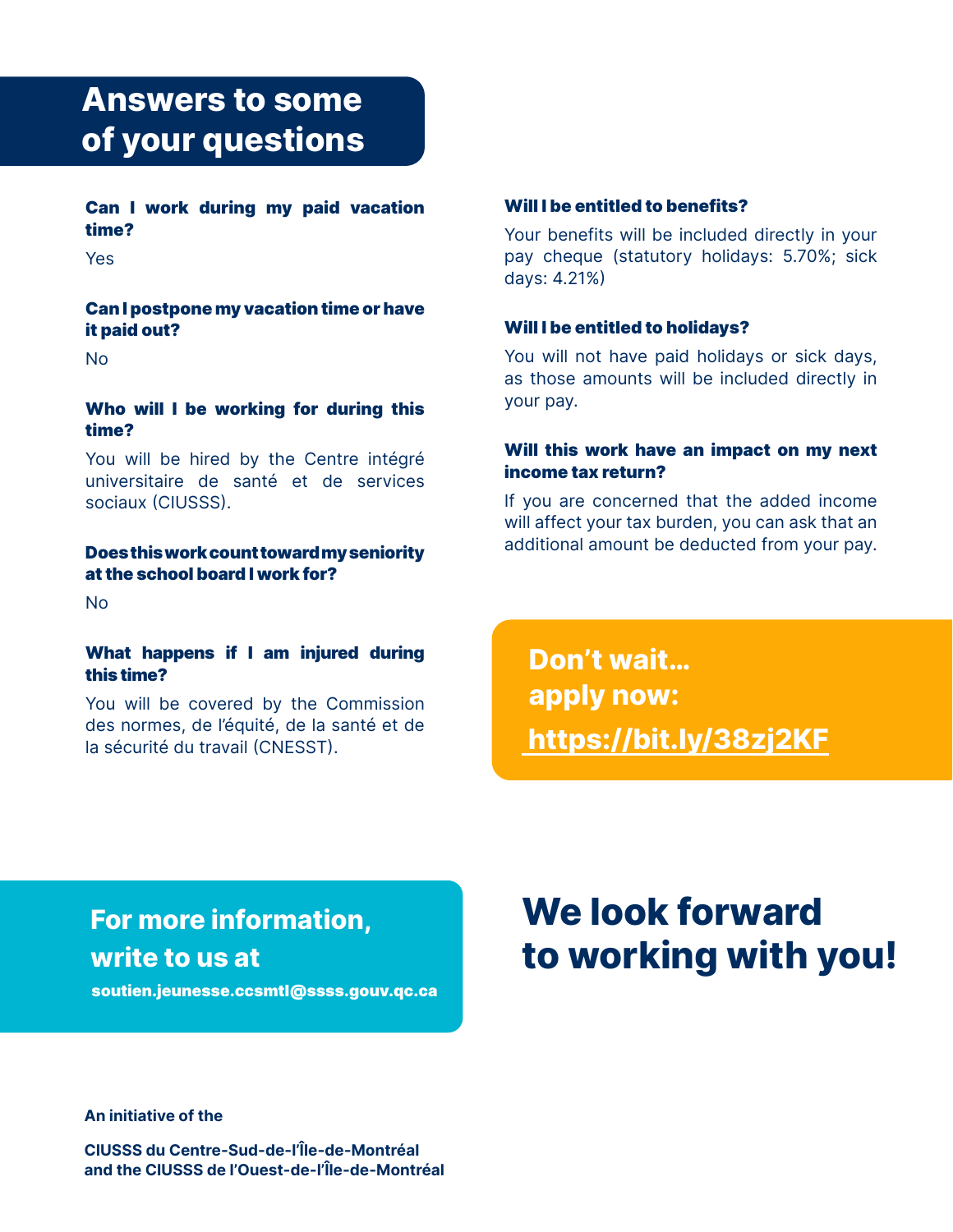# Answers to some of your questions

**Can I work during my paid vacation time?**

Yes

**Can I postpone my vacation time or have it paid out?**

No

**Who will I be working for during this time?**

You will be hired by the Centre intégré universitaire de santé et de services sociaux (CIUSSS).

**Does this work count toward my seniority at the school board I work for?**

No

**What happens if I am injured during this time?**

You will be covered by the Commission des normes, de l'équité, de la santé et de la sécurité du travail (CNESST).

**Will I be entitled to benefits?**

Your benefits will be included directly in your pay cheque (statutory holidays: 5.70%; sick days: 4.21%)

**Will I be entitled to holidays?**

You will not have paid holidays or sick days, as those amounts will be included directly in your pay.

**Will this work have an impact on my next income tax return?**

If you are concerned that the added income will affect your tax burden, you can ask that an additional amount be deducted from your pay.

## Don't wait... apply now:

## https://bit.ly/38zj2KF

## For more information, write to us at

**soutien.jeunesse.ccsmtl@ssss.gouv.qc.ca**

# We look forward to working with you!

**An initiative of the**

**CIUSSS du Centre-Sud-de-l'Île-de-Montréal and the CIUSSS de l'Ouest-de-l'Île-de-Montréal**